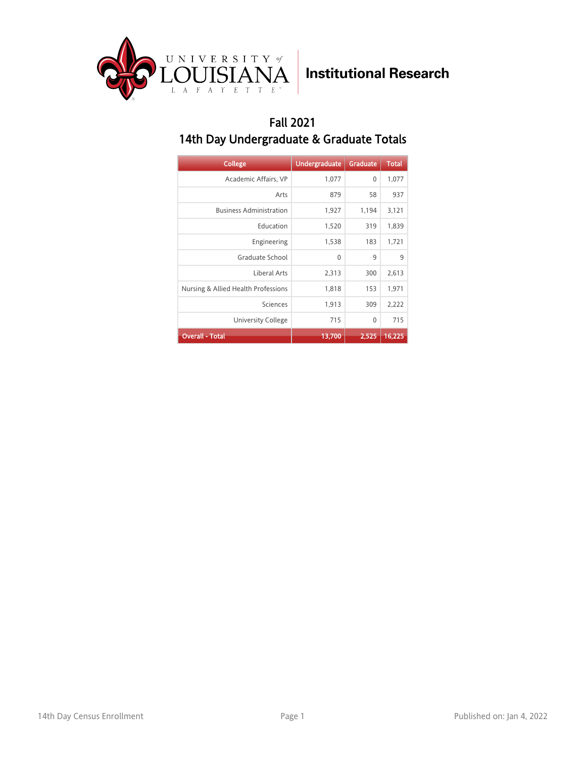University of Louisiana Lafayette — Institutional Research

# Fall 2021

## 14th Day Undergraduate & Graduate Totals

| College | Undergraduate | Graduate | Total |
|---|---|---|---|
| Academic Affairs, VP | 1,077 | 0 | 1,077 |
| Arts | 879 | 58 | 937 |
| Business Administration | 1,927 | 1,194 | 3,121 |
| Education | 1,520 | 319 | 1,839 |
| Engineering | 1,538 | 183 | 1,721 |
| Graduate School | 0 | 9 | 9 |
| Liberal Arts | 2,313 | 300 | 2,613 |
| Nursing & Allied Health Professions | 1,818 | 153 | 1,971 |
| Sciences | 1,913 | 309 | 2,222 |
| University College | 715 | 0 | 715 |
| **Overall - Total** | **13,700** | **2,525** | **16,225** |

14th Day Census Enrollment

Published on: Jan 4, 2022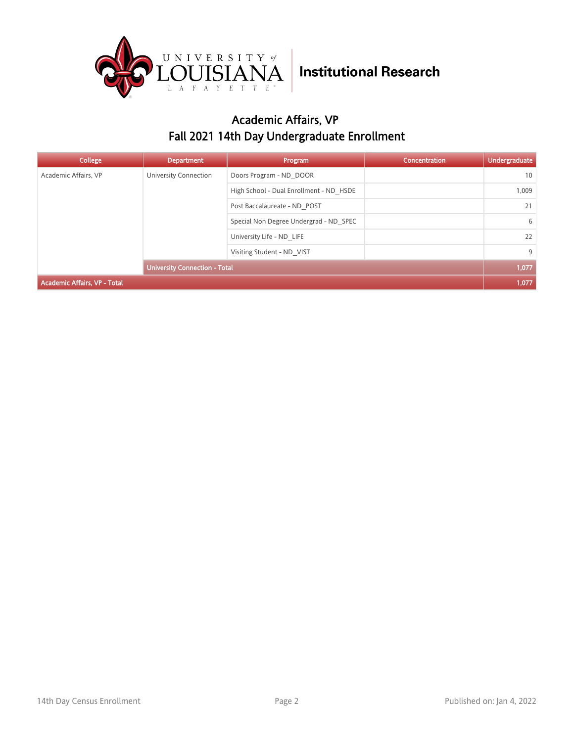University of Louisiana Lafayette — Institutional Research

# Academic Affairs, VP

## Fall 2021 14th Day Undergraduate Enrollment

| College | Department | Program | Concentration | Undergraduate |
|---|---|---|---|---|
| Academic Affairs, VP | University Connection | Doors Program - ND_DOOR | | 10 |
| | | High School - Dual Enrollment - ND_HSDE | | 1,009 |
| | | Post Baccalaureate - ND_POST | | 21 |
| | | Special Non Degree Undergrad - ND_SPEC | | 6 |
| | | University Life - ND_LIFE | | 22 |
| | | Visiting Student - ND_VIST | | 9 |
| | **University Connection - Total** | | | **1,077** |
| **Academic Affairs, VP - Total** | | | | **1,077** |

14th Day Census Enrollment

Published on: Jan 4, 2022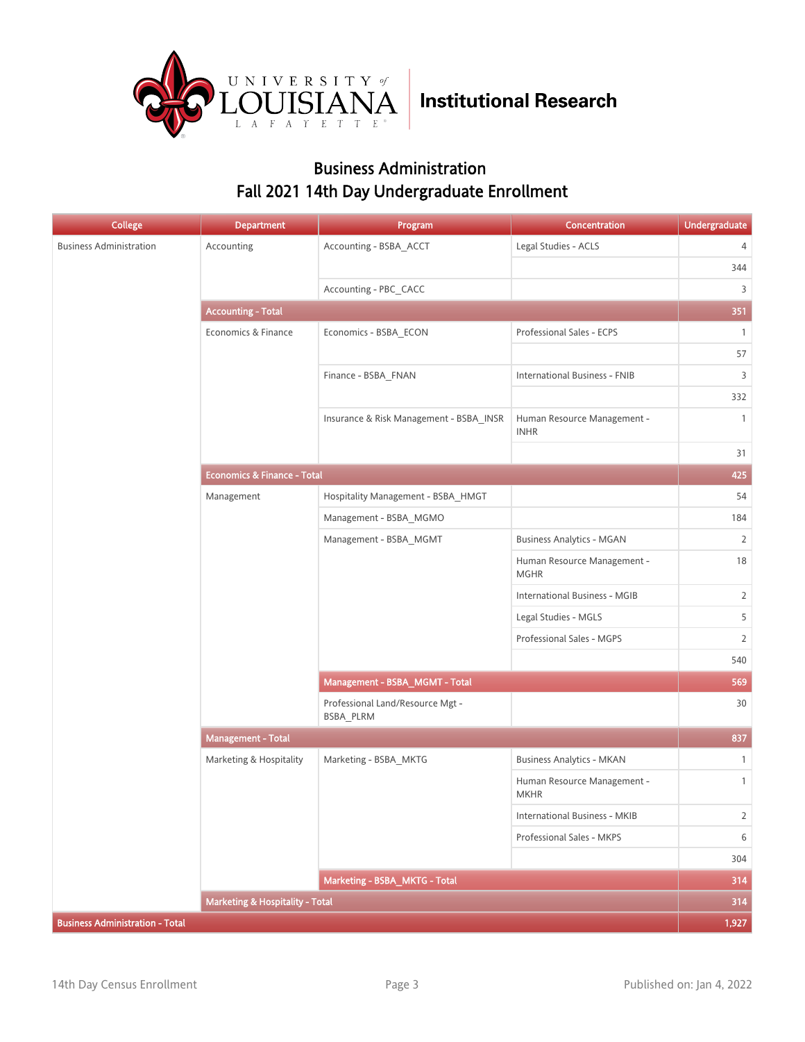# Business Administration
## Fall 2021 14th Day Undergraduate Enrollment

| College | Department | Program | Concentration | Undergraduate |
|---|---|---|---|---|
| Business Administration | Accounting | Accounting - BSBA_ACCT | Legal Studies - ACLS | 4 |
| | | | | 344 |
| | | Accounting - PBC_CACC | | 3 |
| | **Accounting - Total** | | | **351** |
| | Economics & Finance | Economics - BSBA_ECON | Professional Sales - ECPS | 1 |
| | | | | 57 |
| | | Finance - BSBA_FNAN | International Business - FNIB | 3 |
| | | | | 332 |
| | | Insurance & Risk Management - BSBA_INSR | Human Resource Management - INHR | 1 |
| | | | | 31 |
| | **Economics & Finance - Total** | | | **425** |
| | Management | Hospitality Management - BSBA_HMGT | | 54 |
| | | Management - BSBA_MGMO | | 184 |
| | | Management - BSBA_MGMT | Business Analytics - MGAN | 2 |
| | | | Human Resource Management - MGHR | 18 |
| | | | International Business - MGIB | 2 |
| | | | Legal Studies - MGLS | 5 |
| | | | Professional Sales - MGPS | 2 |
| | | | | 540 |
| | | **Management - BSBA_MGMT - Total** | | **569** |
| | | Professional Land/Resource Mgt - BSBA_PLRM | | 30 |
| | **Management - Total** | | | **837** |
| | Marketing & Hospitality | Marketing - BSBA_MKTG | Business Analytics - MKAN | 1 |
| | | | Human Resource Management - MKHR | 1 |
| | | | International Business - MKIB | 2 |
| | | | Professional Sales - MKPS | 6 |
| | | | | 304 |
| | | **Marketing - BSBA_MKTG - Total** | | **314** |
| | **Marketing & Hospitality - Total** | | | **314** |
| **Business Administration - Total** | | | | **1,927** |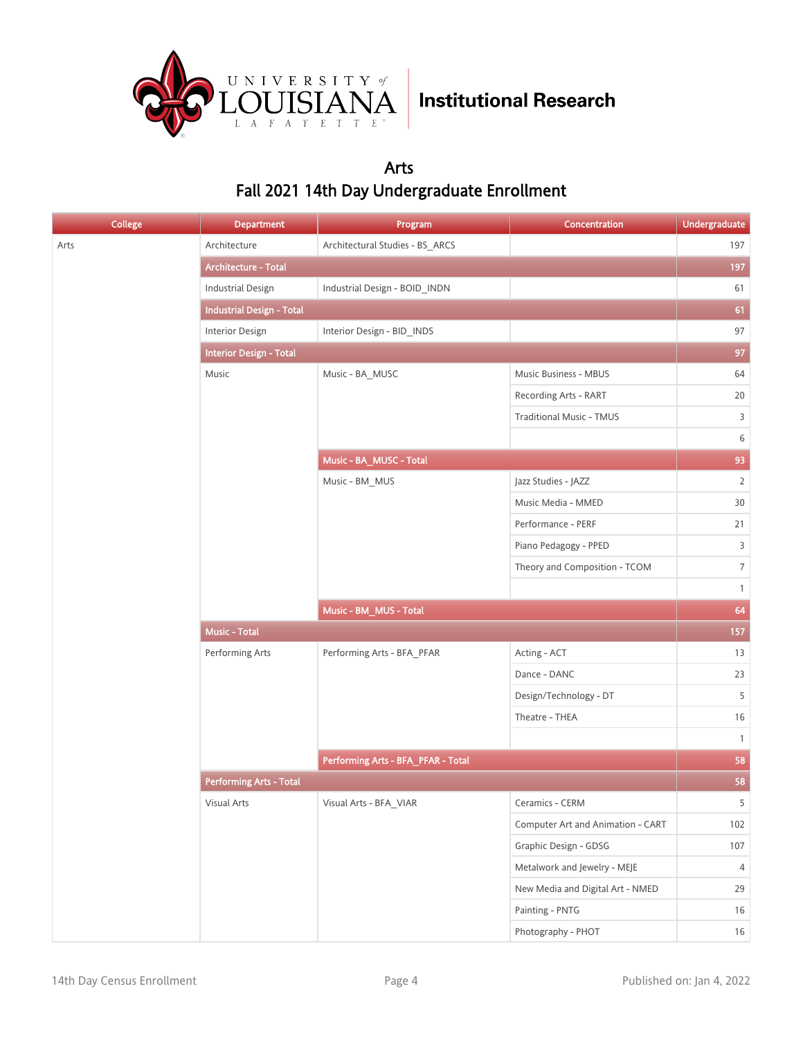University of Louisiana Lafayette | Institutional Research

## Arts
## Fall 2021 14th Day Undergraduate Enrollment

| College | Department | Program | Concentration | Undergraduate |
|---|---|---|---|---|
| Arts | Architecture | Architectural Studies - BS_ARCS | | 197 |
| | Architecture - Total | | | 197 |
| | Industrial Design | Industrial Design - BOID_INDN | | 61 |
| | Industrial Design - Total | | | 61 |
| | Interior Design | Interior Design - BID_INDS | | 97 |
| | Interior Design - Total | | | 97 |
| | Music | Music - BA_MUSC | Music Business - MBUS | 64 |
| | | | Recording Arts - RART | 20 |
| | | | Traditional Music - TMUS | 3 |
| | | | | 6 |
| | | Music - BA_MUSC - Total | | 93 |
| | | Music - BM_MUS | Jazz Studies - JAZZ | 2 |
| | | | Music Media - MMED | 30 |
| | | | Performance - PERF | 21 |
| | | | Piano Pedagogy - PPED | 3 |
| | | | Theory and Composition - TCOM | 7 |
| | | | | 1 |
| | | Music - BM_MUS - Total | | 64 |
| | Music - Total | | | 157 |
| | Performing Arts | Performing Arts - BFA_PFAR | Acting - ACT | 13 |
| | | | Dance - DANC | 23 |
| | | | Design/Technology - DT | 5 |
| | | | Theatre - THEA | 16 |
| | | | | 1 |
| | | Performing Arts - BFA_PFAR - Total | | 58 |
| | Performing Arts - Total | | | 58 |
| | Visual Arts | Visual Arts - BFA_VIAR | Ceramics - CERM | 5 |
| | | | Computer Art and Animation - CART | 102 |
| | | | Graphic Design - GDSG | 107 |
| | | | Metalwork and Jewelry - MEJE | 4 |
| | | | New Media and Digital Art - NMED | 29 |
| | | | Painting - PNTG | 16 |
| | | | Photography - PHOT | 16 |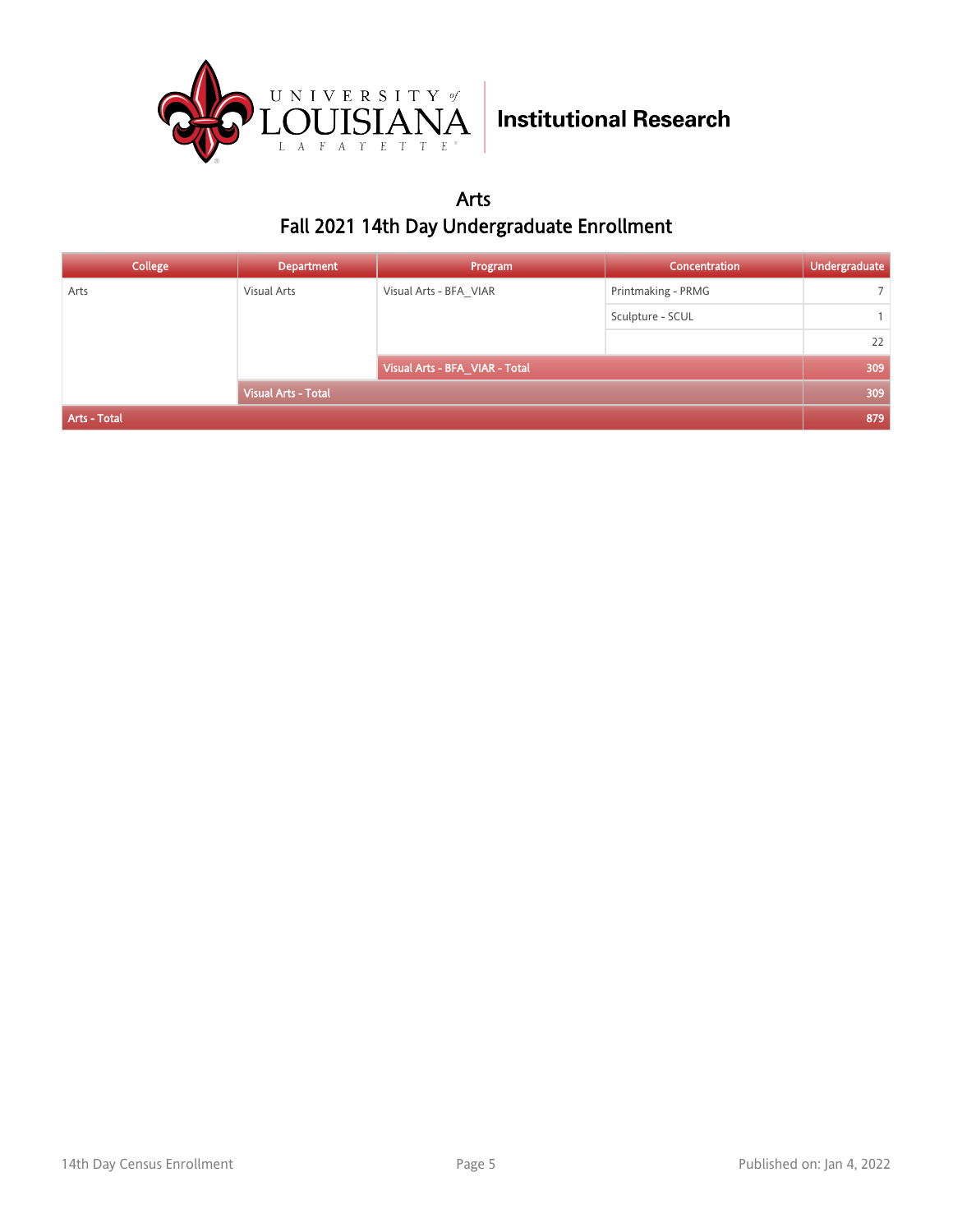## Arts

## Fall 2021 14th Day Undergraduate Enrollment

| College | Department | Program | Concentration | Undergraduate |
|---|---|---|---|---|
| Arts | Visual Arts | Visual Arts - BFA_VIAR | Printmaking - PRMG | 7 |
| | | | Sculpture - SCUL | 1 |
| | | | | 22 |
| | | Visual Arts - BFA_VIAR - Total | | 309 |
| | Visual Arts - Total | | | 309 |
| Arts - Total | | | | 879 |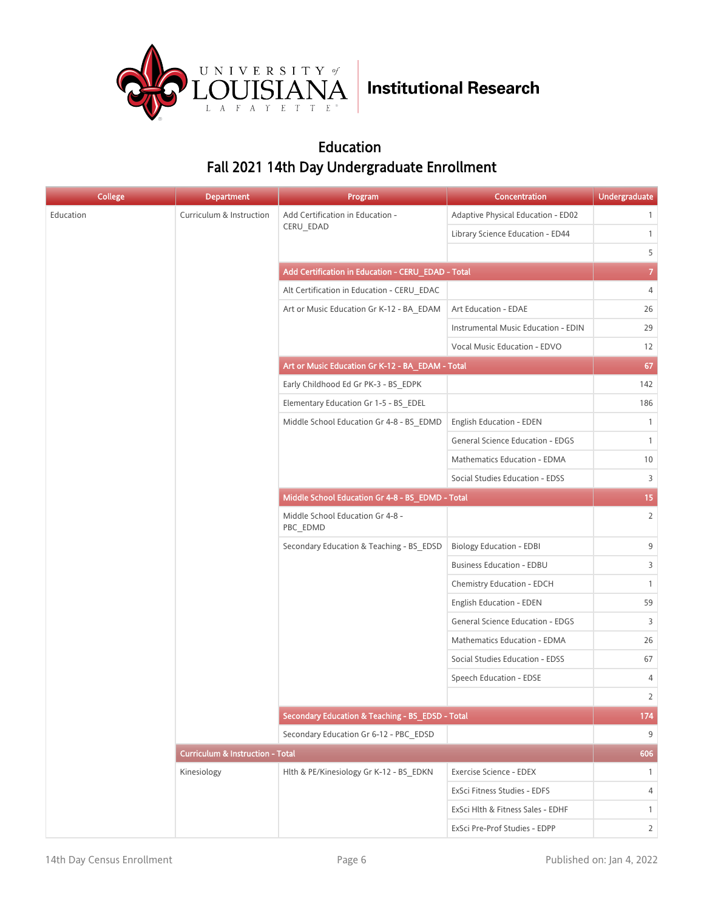Institutional Research

# Education
## Fall 2021 14th Day Undergraduate Enrollment

| College | Department | Program | Concentration | Undergraduate |
|---|---|---|---|---|
| Education | Curriculum & Instruction | Add Certification in Education - CERU_EDAD | Adaptive Physical Education - ED02 | 1 |
| | | | Library Science Education - ED44 | 1 |
| | | | | 5 |
| | | Add Certification in Education - CERU_EDAD - Total | | 7 |
| | | Alt Certification in Education - CERU_EDAC | | 4 |
| | | Art or Music Education Gr K-12 - BA_EDAM | Art Education - EDAE | 26 |
| | | | Instrumental Music Education - EDIN | 29 |
| | | | Vocal Music Education - EDVO | 12 |
| | | Art or Music Education Gr K-12 - BA_EDAM - Total | | 67 |
| | | Early Childhood Ed Gr PK-3 - BS_EDPK | | 142 |
| | | Elementary Education Gr 1-5 - BS_EDEL | | 186 |
| | | Middle School Education Gr 4-8 - BS_EDMD | English Education - EDEN | 1 |
| | | | General Science Education - EDGS | 1 |
| | | | Mathematics Education - EDMA | 10 |
| | | | Social Studies Education - EDSS | 3 |
| | | Middle School Education Gr 4-8 - BS_EDMD - Total | | 15 |
| | | Middle School Education Gr 4-8 - PBC_EDMD | | 2 |
| | | Secondary Education & Teaching - BS_EDSD | Biology Education - EDBI | 9 |
| | | | Business Education - EDBU | 3 |
| | | | Chemistry Education - EDCH | 1 |
| | | | English Education - EDEN | 59 |
| | | | General Science Education - EDGS | 3 |
| | | | Mathematics Education - EDMA | 26 |
| | | | Social Studies Education - EDSS | 67 |
| | | | Speech Education - EDSE | 4 |
| | | | | 2 |
| | | Secondary Education & Teaching - BS_EDSD - Total | | 174 |
| | | Secondary Education Gr 6-12 - PBC_EDSD | | 9 |
| | Curriculum & Instruction - Total | | | 606 |
| | Kinesiology | Hlth & PE/Kinesiology Gr K-12 - BS_EDKN | Exercise Science - EDEX | 1 |
| | | | ExSci Fitness Studies - EDFS | 4 |
| | | | ExSci Hlth & Fitness Sales - EDHF | 1 |
| | | | ExSci Pre-Prof Studies - EDPP | 2 |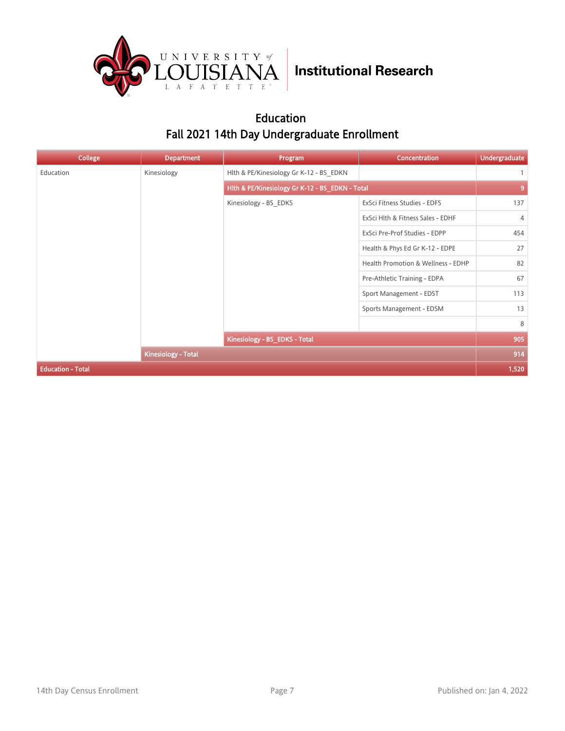## Education

## Fall 2021 14th Day Undergraduate Enrollment

| College | Department | Program | Concentration | Undergraduate |
|---|---|---|---|---|
| Education | Kinesiology | Hlth & PE/Kinesiology Gr K-12 - BS_EDKN | | 1 |
| | | **Hlth & PE/Kinesiology Gr K-12 - BS_EDKN - Total** | | **9** |
| | | Kinesiology - BS_EDKS | ExSci Fitness Studies - EDFS | 137 |
| | | | ExSci Hlth & Fitness Sales - EDHF | 4 |
| | | | ExSci Pre-Prof Studies - EDPP | 454 |
| | | | Health & Phys Ed Gr K-12 - EDPE | 27 |
| | | | Health Promotion & Wellness - EDHP | 82 |
| | | | Pre-Athletic Training - EDPA | 67 |
| | | | Sport Management - EDST | 113 |
| | | | Sports Management - EDSM | 13 |
| | | | | 8 |
| | | **Kinesiology - BS_EDKS - Total** | | **905** |
| | **Kinesiology - Total** | | | **914** |
| **Education - Total** | | | | **1,520** |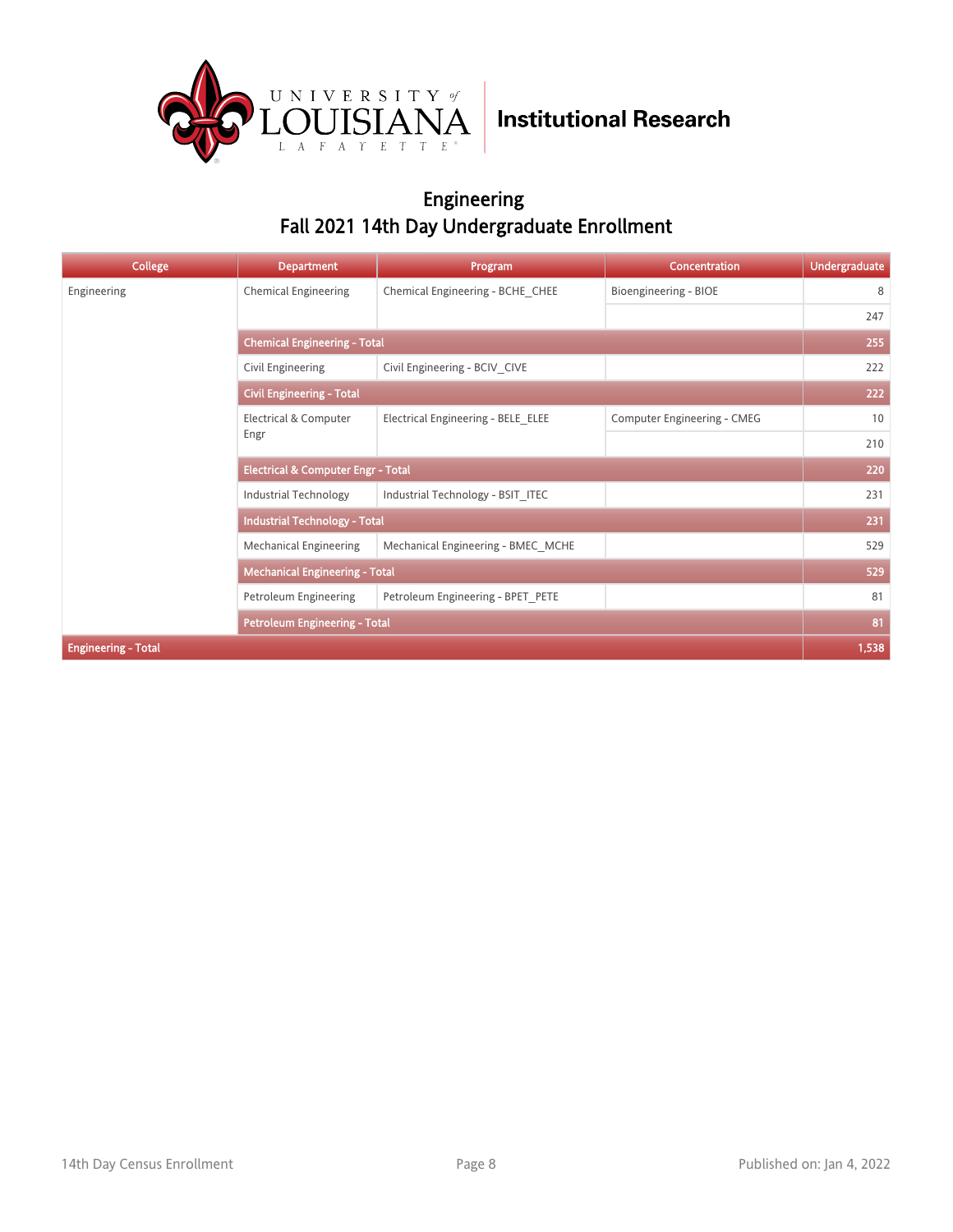University of Louisiana Lafayette | Institutional Research

## Engineering
## Fall 2021 14th Day Undergraduate Enrollment

| College | Department | Program | Concentration | Undergraduate |
|---|---|---|---|---|
| Engineering | Chemical Engineering | Chemical Engineering - BCHE_CHEE | Bioengineering - BIOE | 8 |
| | | | | 247 |
| | **Chemical Engineering - Total** | | | **255** |
| | Civil Engineering | Civil Engineering - BCIV_CIVE | | 222 |
| | **Civil Engineering - Total** | | | **222** |
| | Electrical & Computer Engr | Electrical Engineering - BELE_ELEE | Computer Engineering - CMEG | 10 |
| | | | | 210 |
| | **Electrical & Computer Engr - Total** | | | **220** |
| | Industrial Technology | Industrial Technology - BSIT_ITEC | | 231 |
| | **Industrial Technology - Total** | | | **231** |
| | Mechanical Engineering | Mechanical Engineering - BMEC_MCHE | | 529 |
| | **Mechanical Engineering - Total** | | | **529** |
| | Petroleum Engineering | Petroleum Engineering - BPET_PETE | | 81 |
| | **Petroleum Engineering - Total** | | | **81** |
| **Engineering - Total** | | | | **1,538** |

14th Day Census Enrollment — Published on: Jan 4, 2022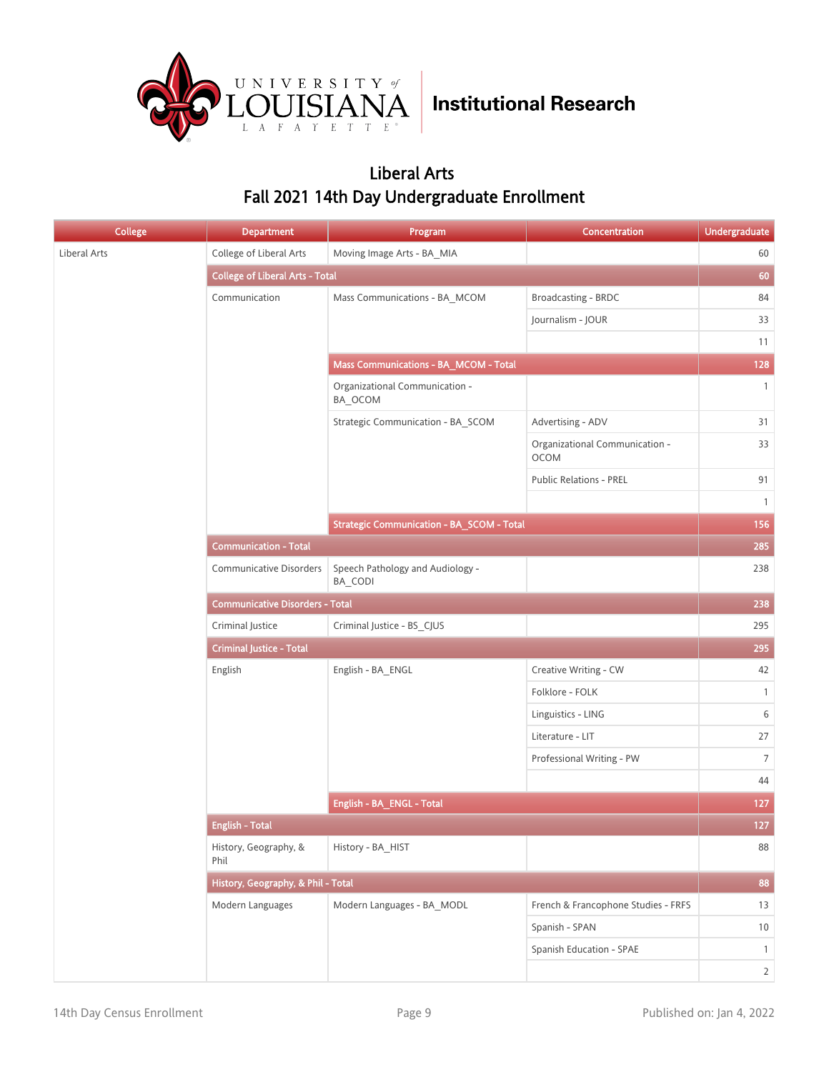# Liberal Arts

## Fall 2021 14th Day Undergraduate Enrollment

| College | Department | Program | Concentration | Undergraduate |
|---|---|---|---|---|
| Liberal Arts | College of Liberal Arts | Moving Image Arts - BA_MIA | | 60 |
| | College of Liberal Arts - Total | | | 60 |
| | Communication | Mass Communications - BA_MCOM | Broadcasting - BRDC | 84 |
| | | | Journalism - JOUR | 33 |
| | | | | 11 |
| | | Mass Communications - BA_MCOM - Total | | 128 |
| | | Organizational Communication - BA_OCOM | | 1 |
| | | Strategic Communication - BA_SCOM | Advertising - ADV | 31 |
| | | | Organizational Communication - OCOM | 33 |
| | | | Public Relations - PREL | 91 |
| | | | | 1 |
| | | Strategic Communication - BA_SCOM - Total | | 156 |
| | Communication - Total | | | 285 |
| | Communicative Disorders | Speech Pathology and Audiology - BA_CODI | | 238 |
| | Communicative Disorders - Total | | | 238 |
| | Criminal Justice | Criminal Justice - BS_CJUS | | 295 |
| | Criminal Justice - Total | | | 295 |
| | English | English - BA_ENGL | Creative Writing - CW | 42 |
| | | | Folklore - FOLK | 1 |
| | | | Linguistics - LING | 6 |
| | | | Literature - LIT | 27 |
| | | | Professional Writing - PW | 7 |
| | | | | 44 |
| | | English - BA_ENGL - Total | | 127 |
| | English - Total | | | 127 |
| | History, Geography, & Phil | History - BA_HIST | | 88 |
| | History, Geography, & Phil - Total | | | 88 |
| | Modern Languages | Modern Languages - BA_MODL | French & Francophone Studies - FRFS | 13 |
| | | | Spanish - SPAN | 10 |
| | | | Spanish Education - SPAE | 1 |
| | | | | 2 |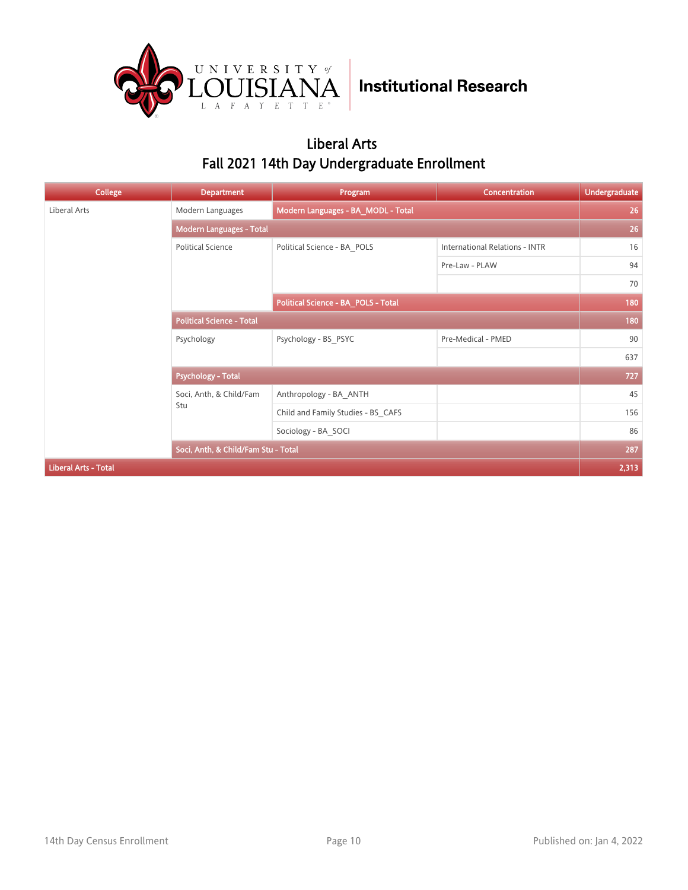Institutional Research

## Liberal Arts
## Fall 2021 14th Day Undergraduate Enrollment

| College | Department | Program | Concentration | Undergraduate |
|---|---|---|---|---|
| Liberal Arts | Modern Languages | **Modern Languages - BA_MODL - Total** | | **26** |
| | **Modern Languages - Total** | | | **26** |
| | Political Science | Political Science - BA_POLS | International Relations - INTR | 16 |
| | | | Pre-Law - PLAW | 94 |
| | | | | 70 |
| | | **Political Science - BA_POLS - Total** | | **180** |
| | **Political Science - Total** | | | **180** |
| | Psychology | Psychology - BS_PSYC | Pre-Medical - PMED | 90 |
| | | | | 637 |
| | **Psychology - Total** | | | **727** |
| | Soci, Anth, & Child/Fam Stu | Anthropology - BA_ANTH | | 45 |
| | | Child and Family Studies - BS_CAFS | | 156 |
| | | Sociology - BA_SOCI | | 86 |
| | **Soci, Anth, & Child/Fam Stu - Total** | | | **287** |
| **Liberal Arts - Total** | | | | **2,313** |

14th Day Census Enrollment

Published on: Jan 4, 2022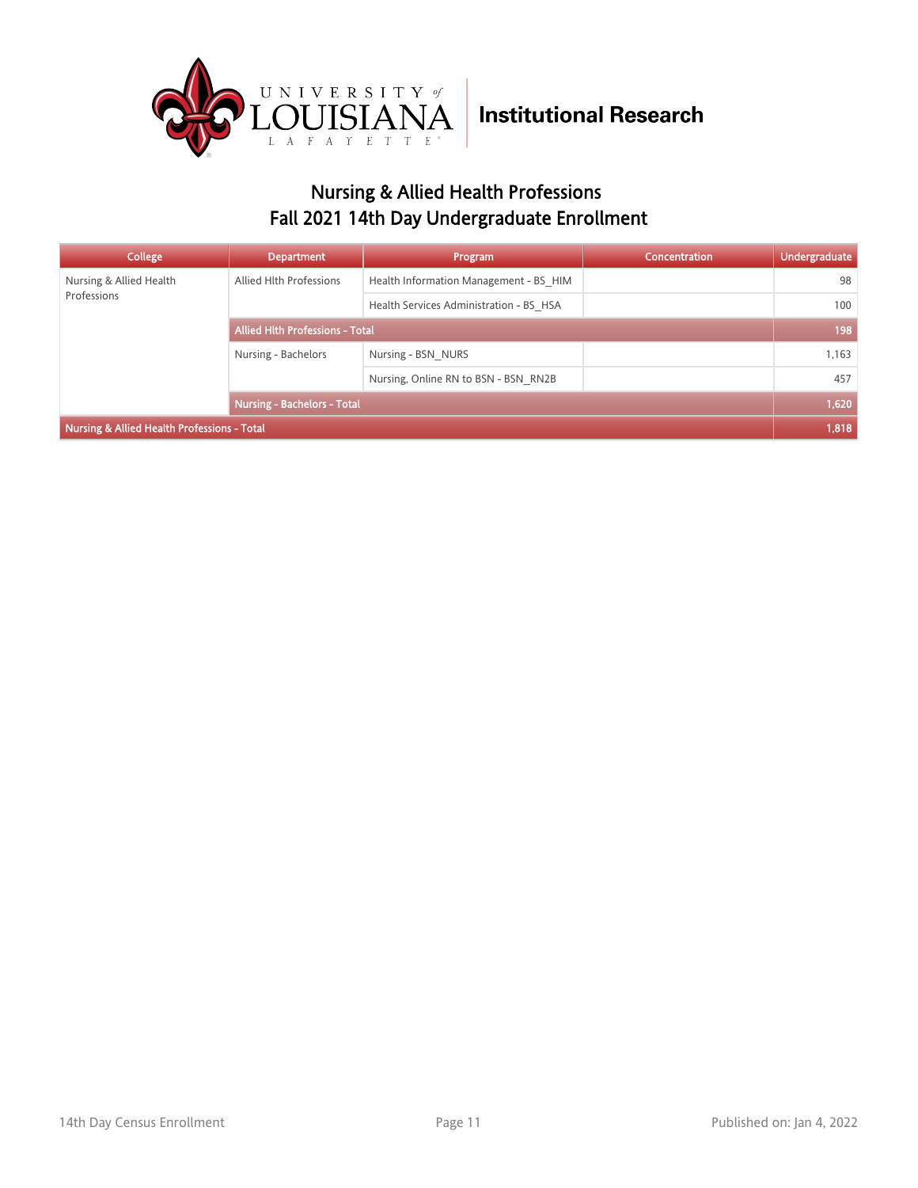Institutional Research

## Nursing & Allied Health Professions
## Fall 2021 14th Day Undergraduate Enrollment

| College | Department | Program | Concentration | Undergraduate |
|---|---|---|---|---|
| Nursing & Allied Health Professions | Allied Hlth Professions | Health Information Management - BS_HIM | | 98 |
| | | Health Services Administration - BS_HSA | | 100 |
| | **Allied Hlth Professions - Total** | | | **198** |
| | Nursing - Bachelors | Nursing - BSN_NURS | | 1,163 |
| | | Nursing, Online RN to BSN - BSN_RN2B | | 457 |
| | **Nursing - Bachelors - Total** | | | **1,620** |
| **Nursing & Allied Health Professions - Total** | | | | **1,818** |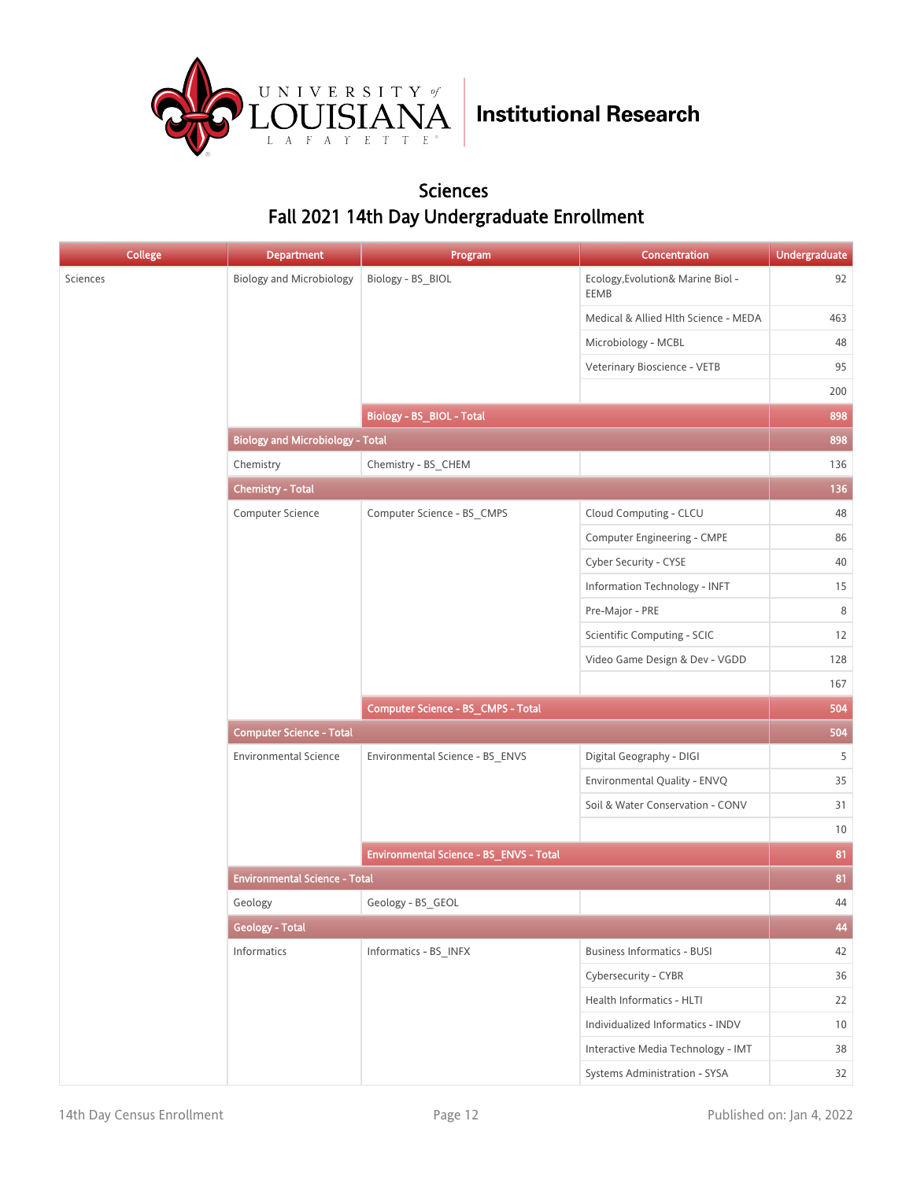University of Louisiana Lafayette | Institutional Research

# Sciences

## Fall 2021 14th Day Undergraduate Enrollment

| College | Department | Program | Concentration | Undergraduate |
|---|---|---|---|---|
| Sciences | Biology and Microbiology | Biology - BS_BIOL | Ecology,Evolution& Marine Biol - EEMB | 92 |
| | | | Medical & Allied Hlth Science - MEDA | 463 |
| | | | Microbiology - MCBL | 48 |
| | | | Veterinary Bioscience - VETB | 95 |
| | | | | 200 |
| | | **Biology - BS_BIOL - Total** | | **898** |
| | **Biology and Microbiology - Total** | | | **898** |
| | Chemistry | Chemistry - BS_CHEM | | 136 |
| | **Chemistry - Total** | | | **136** |
| | Computer Science | Computer Science - BS_CMPS | Cloud Computing - CLCU | 48 |
| | | | Computer Engineering - CMPE | 86 |
| | | | Cyber Security - CYSE | 40 |
| | | | Information Technology - INFT | 15 |
| | | | Pre-Major - PRE | 8 |
| | | | Scientific Computing - SCIC | 12 |
| | | | Video Game Design & Dev - VGDD | 128 |
| | | | | 167 |
| | | **Computer Science - BS_CMPS - Total** | | **504** |
| | **Computer Science - Total** | | | **504** |
| | Environmental Science | Environmental Science - BS_ENVS | Digital Geography - DIGI | 5 |
| | | | Environmental Quality - ENVQ | 35 |
| | | | Soil & Water Conservation - CONV | 31 |
| | | | | 10 |
| | | **Environmental Science - BS_ENVS - Total** | | **81** |
| | **Environmental Science - Total** | | | **81** |
| | Geology | Geology - BS_GEOL | | 44 |
| | **Geology - Total** | | | **44** |
| | Informatics | Informatics - BS_INFX | Business Informatics - BUSI | 42 |
| | | | Cybersecurity - CYBR | 36 |
| | | | Health Informatics - HLTI | 22 |
| | | | Individualized Informatics - INDV | 10 |
| | | | Interactive Media Technology - IMT | 38 |
| | | | Systems Administration - SYSA | 32 |

14th Day Census Enrollment — Published on: Jan 4, 2022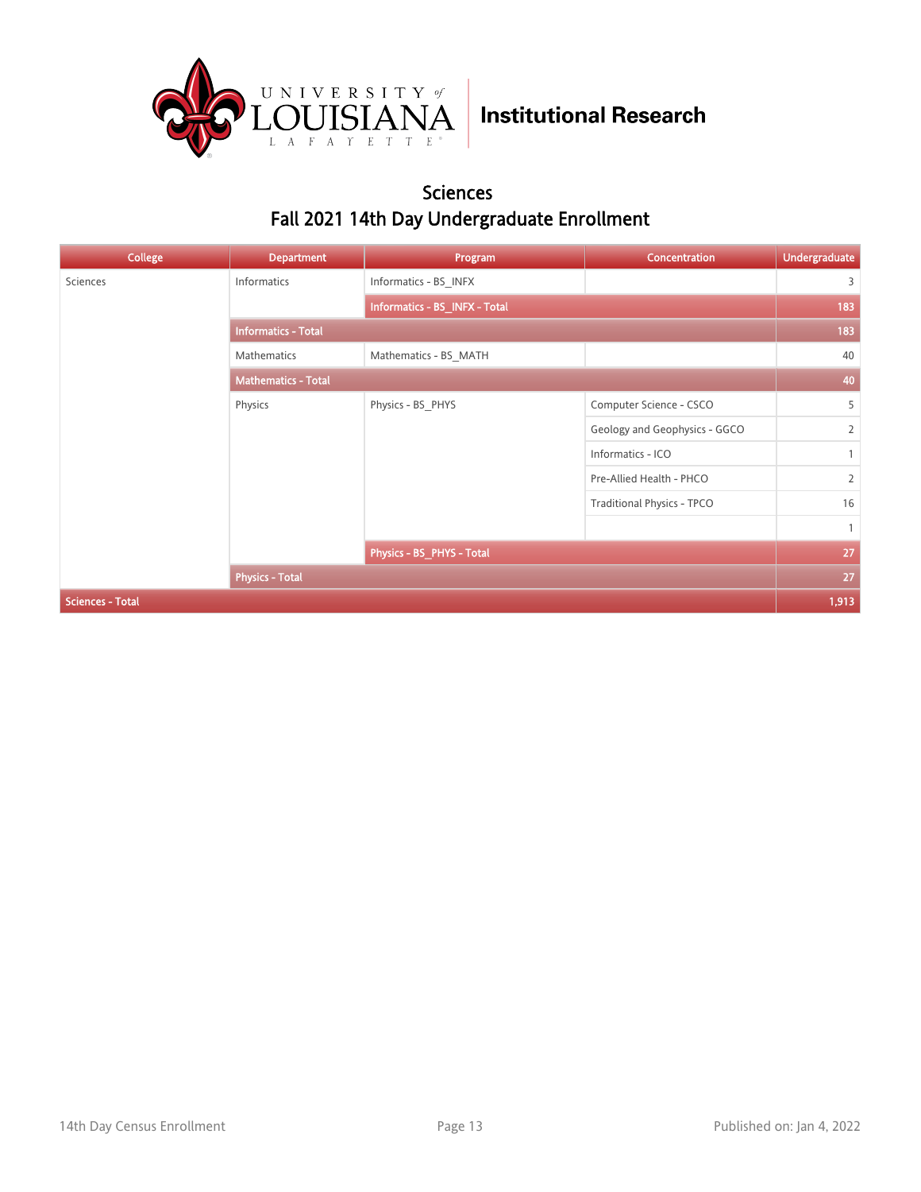## Sciences

## Fall 2021 14th Day Undergraduate Enrollment

| College | Department | Program | Concentration | Undergraduate |
|---|---|---|---|---|
| Sciences | Informatics | Informatics - BS_INFX | | 3 |
| | | Informatics - BS_INFX - Total | | 183 |
| | Informatics - Total | | | 183 |
| | Mathematics | Mathematics - BS_MATH | | 40 |
| | Mathematics - Total | | | 40 |
| | Physics | Physics - BS_PHYS | Computer Science - CSCO | 5 |
| | | | Geology and Geophysics - GGCO | 2 |
| | | | Informatics - ICO | 1 |
| | | | Pre-Allied Health - PHCO | 2 |
| | | | Traditional Physics - TPCO | 16 |
| | | | | 1 |
| | | Physics - BS_PHYS - Total | | 27 |
| | Physics - Total | | | 27 |
| Sciences - Total | | | | 1,913 |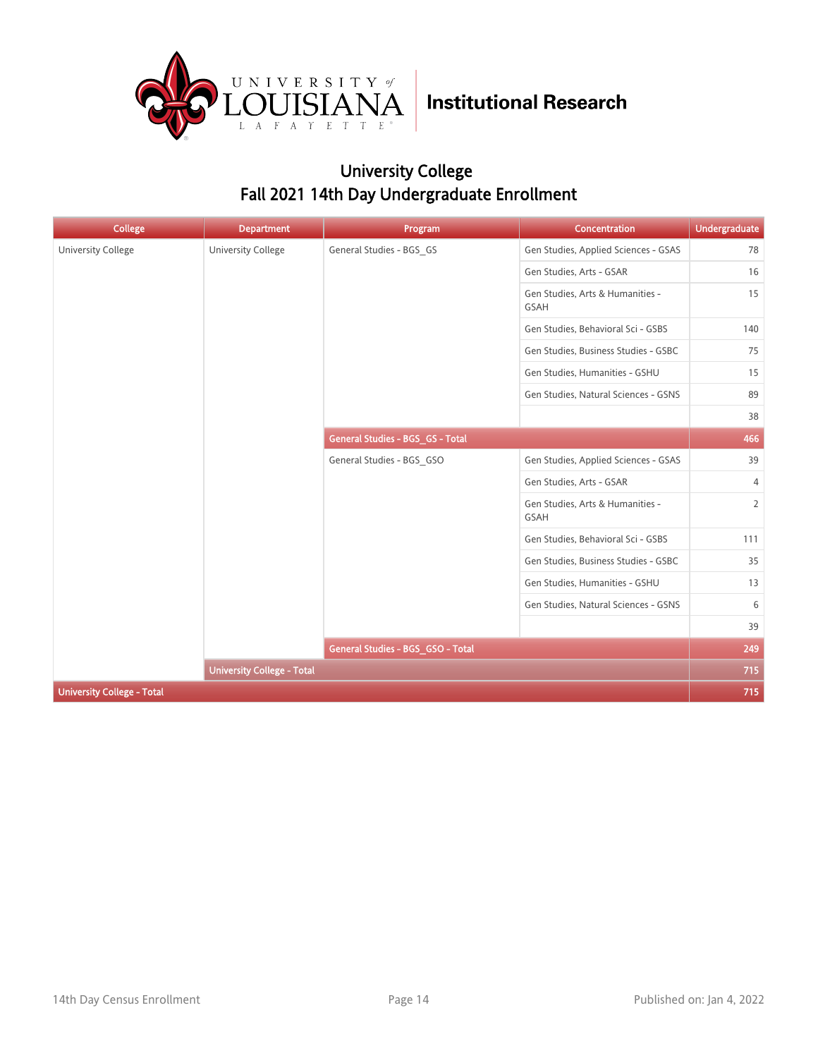University of Louisiana Lafayette — Institutional Research

## University College
## Fall 2021 14th Day Undergraduate Enrollment

| College | Department | Program | Concentration | Undergraduate |
|---|---|---|---|---|
| University College | University College | General Studies - BGS_GS | Gen Studies, Applied Sciences - GSAS | 78 |
| | | | Gen Studies, Arts - GSAR | 16 |
| | | | Gen Studies, Arts & Humanities - GSAH | 15 |
| | | | Gen Studies, Behavioral Sci - GSBS | 140 |
| | | | Gen Studies, Business Studies - GSBC | 75 |
| | | | Gen Studies, Humanities - GSHU | 15 |
| | | | Gen Studies, Natural Sciences - GSNS | 89 |
| | | | | 38 |
| | | **General Studies - BGS_GS - Total** | | **466** |
| | | General Studies - BGS_GSO | Gen Studies, Applied Sciences - GSAS | 39 |
| | | | Gen Studies, Arts - GSAR | 4 |
| | | | Gen Studies, Arts & Humanities - GSAH | 2 |
| | | | Gen Studies, Behavioral Sci - GSBS | 111 |
| | | | Gen Studies, Business Studies - GSBC | 35 |
| | | | Gen Studies, Humanities - GSHU | 13 |
| | | | Gen Studies, Natural Sciences - GSNS | 6 |
| | | | | 39 |
| | | **General Studies - BGS_GSO - Total** | | **249** |
| | **University College - Total** | | | **715** |
| **University College - Total** | | | | **715** |

14th Day Census Enrollment — Published on: Jan 4, 2022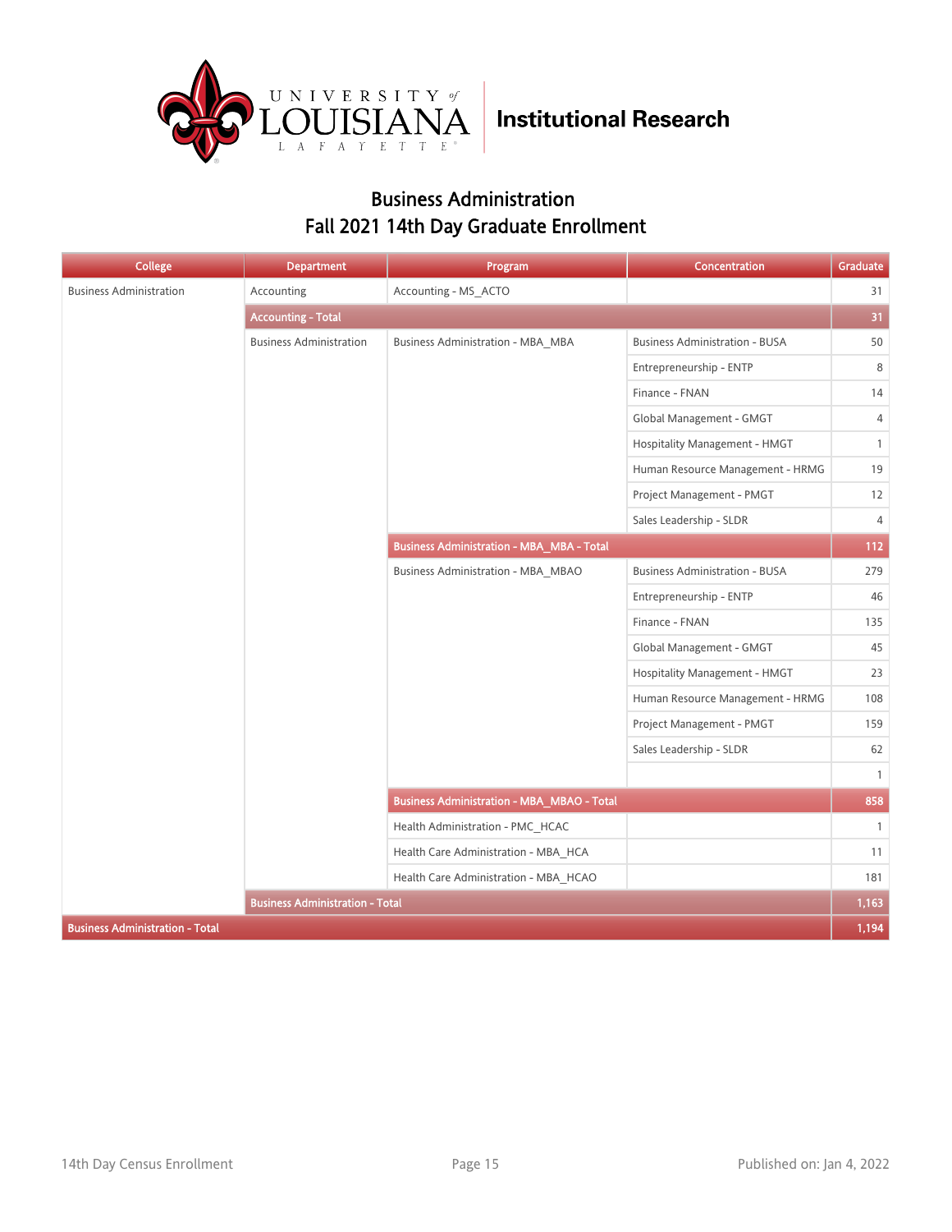Institutional Research

## Business Administration
## Fall 2021 14th Day Graduate Enrollment

| College | Department | Program | Concentration | Graduate |
|---|---|---|---|---|
| Business Administration | Accounting | Accounting - MS_ACTO | | 31 |
| | **Accounting - Total** | | | **31** |
| | Business Administration | Business Administration - MBA_MBA | Business Administration - BUSA | 50 |
| | | | Entrepreneurship - ENTP | 8 |
| | | | Finance - FNAN | 14 |
| | | | Global Management - GMGT | 4 |
| | | | Hospitality Management - HMGT | 1 |
| | | | Human Resource Management - HRMG | 19 |
| | | | Project Management - PMGT | 12 |
| | | | Sales Leadership - SLDR | 4 |
| | | **Business Administration - MBA_MBA - Total** | | **112** |
| | | Business Administration - MBA_MBAO | Business Administration - BUSA | 279 |
| | | | Entrepreneurship - ENTP | 46 |
| | | | Finance - FNAN | 135 |
| | | | Global Management - GMGT | 45 |
| | | | Hospitality Management - HMGT | 23 |
| | | | Human Resource Management - HRMG | 108 |
| | | | Project Management - PMGT | 159 |
| | | | Sales Leadership - SLDR | 62 |
| | | | | 1 |
| | | **Business Administration - MBA_MBAO - Total** | | **858** |
| | | Health Administration - PMC_HCAC | | 1 |
| | | Health Care Administration - MBA_HCA | | 11 |
| | | Health Care Administration - MBA_HCAO | | 181 |
| | **Business Administration - Total** | | | **1,163** |
| **Business Administration - Total** | | | | **1,194** |

14th Day Census Enrollment

Published on: Jan 4, 2022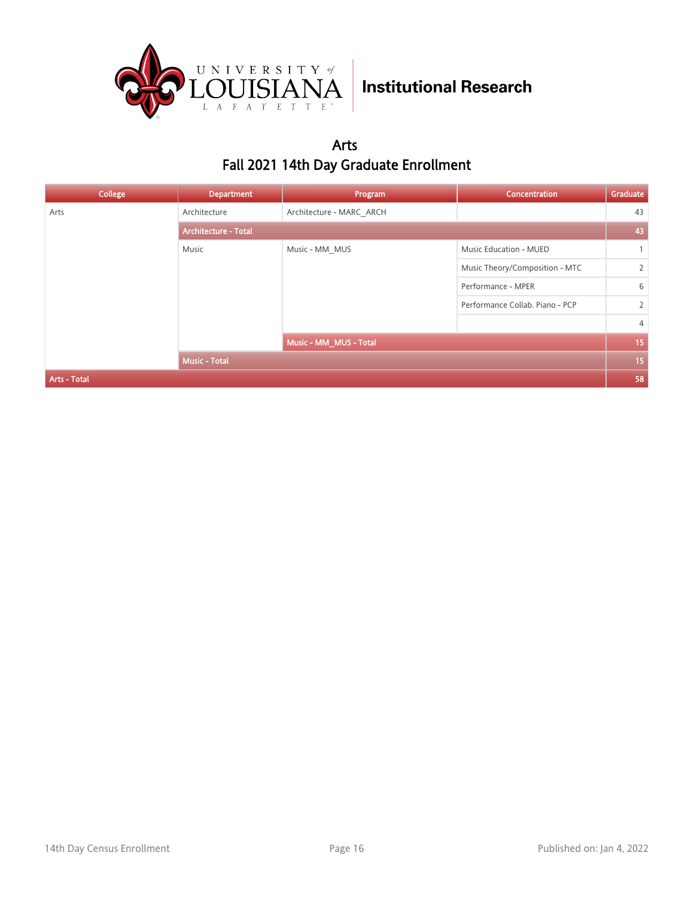# Arts

## Fall 2021 14th Day Graduate Enrollment

| College | Department | Program | Concentration | Graduate |
|---|---|---|---|---|
| Arts | Architecture | Architecture - MARC_ARCH | | 43 |
| | Architecture - Total | | | 43 |
| | Music | Music - MM_MUS | Music Education - MUED | 1 |
| | | | Music Theory/Composition - MTC | 2 |
| | | | Performance - MPER | 6 |
| | | | Performance Collab. Piano - PCP | 2 |
| | | | | 4 |
| | | Music - MM_MUS - Total | | 15 |
| | Music - Total | | | 15 |
| Arts - Total | | | | 58 |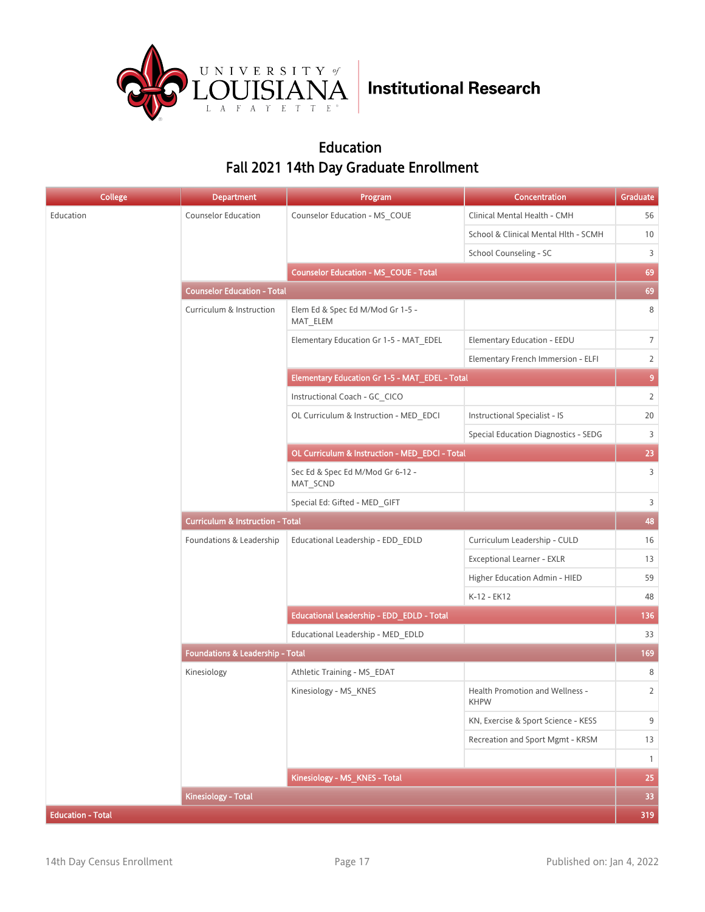Institutional Research

# Education
## Fall 2021 14th Day Graduate Enrollment

| College | Department | Program | Concentration | Graduate |
|---|---|---|---|---|
| Education | Counselor Education | Counselor Education - MS_COUE | Clinical Mental Health - CMH | 56 |
| | | | School & Clinical Mental Hlth - SCMH | 10 |
| | | | School Counseling - SC | 3 |
| | | **Counselor Education - MS_COUE - Total** | | **69** |
| | **Counselor Education - Total** | | | **69** |
| | Curriculum & Instruction | Elem Ed & Spec Ed M/Mod Gr 1-5 - MAT_ELEM | | 8 |
| | | Elementary Education Gr 1-5 - MAT_EDEL | Elementary Education - EEDU | 7 |
| | | | Elementary French Immersion - ELFI | 2 |
| | | **Elementary Education Gr 1-5 - MAT_EDEL - Total** | | **9** |
| | | Instructional Coach - GC_CICO | | 2 |
| | | OL Curriculum & Instruction - MED_EDCI | Instructional Specialist - IS | 20 |
| | | | Special Education Diagnostics - SEDG | 3 |
| | | **OL Curriculum & Instruction - MED_EDCI - Total** | | **23** |
| | | Sec Ed & Spec Ed M/Mod Gr 6-12 - MAT_SCND | | 3 |
| | | Special Ed: Gifted - MED_GIFT | | 3 |
| | **Curriculum & Instruction - Total** | | | **48** |
| | Foundations & Leadership | Educational Leadership - EDD_EDLD | Curriculum Leadership - CULD | 16 |
| | | | Exceptional Learner - EXLR | 13 |
| | | | Higher Education Admin - HIED | 59 |
| | | | K-12 - EK12 | 48 |
| | | **Educational Leadership - EDD_EDLD - Total** | | **136** |
| | | Educational Leadership - MED_EDLD | | 33 |
| | **Foundations & Leadership - Total** | | | **169** |
| | Kinesiology | Athletic Training - MS_EDAT | | 8 |
| | | Kinesiology - MS_KNES | Health Promotion and Wellness - KHPW | 2 |
| | | | KN, Exercise & Sport Science - KESS | 9 |
| | | | Recreation and Sport Mgmt - KRSM | 13 |
| | | | | 1 |
| | | **Kinesiology - MS_KNES - Total** | | **25** |
| | **Kinesiology - Total** | | | **33** |
| **Education - Total** | | | | **319** |

14th Day Census Enrollment

Published on: Jan 4, 2022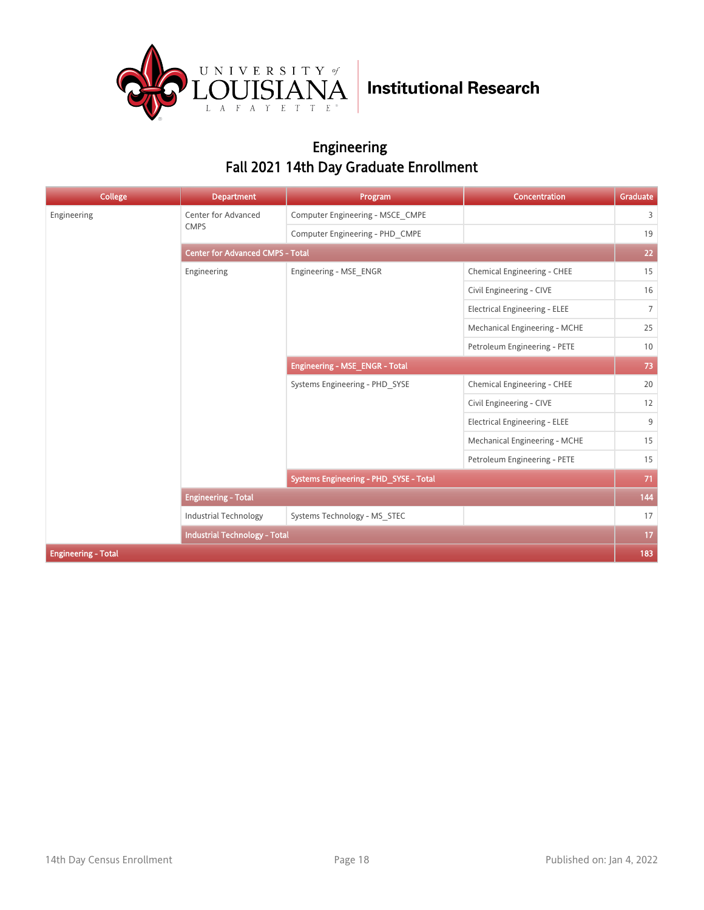University of Louisiana Lafayette | Institutional Research

# Engineering
## Fall 2021 14th Day Graduate Enrollment

| College | Department | Program | Concentration | Graduate |
|---|---|---|---|---|
| Engineering | Center for Advanced CMPS | Computer Engineering - MSCE_CMPE | | 3 |
| | | Computer Engineering - PHD_CMPE | | 19 |
| | **Center for Advanced CMPS - Total** | | | **22** |
| | Engineering | Engineering - MSE_ENGR | Chemical Engineering - CHEE | 15 |
| | | | Civil Engineering - CIVE | 16 |
| | | | Electrical Engineering - ELEE | 7 |
| | | | Mechanical Engineering - MCHE | 25 |
| | | | Petroleum Engineering - PETE | 10 |
| | | **Engineering - MSE_ENGR - Total** | | **73** |
| | | Systems Engineering - PHD_SYSE | Chemical Engineering - CHEE | 20 |
| | | | Civil Engineering - CIVE | 12 |
| | | | Electrical Engineering - ELEE | 9 |
| | | | Mechanical Engineering - MCHE | 15 |
| | | | Petroleum Engineering - PETE | 15 |
| | | **Systems Engineering - PHD_SYSE - Total** | | **71** |
| | **Engineering - Total** | | | **144** |
| | Industrial Technology | Systems Technology - MS_STEC | | 17 |
| | **Industrial Technology - Total** | | | **17** |
| **Engineering - Total** | | | | **183** |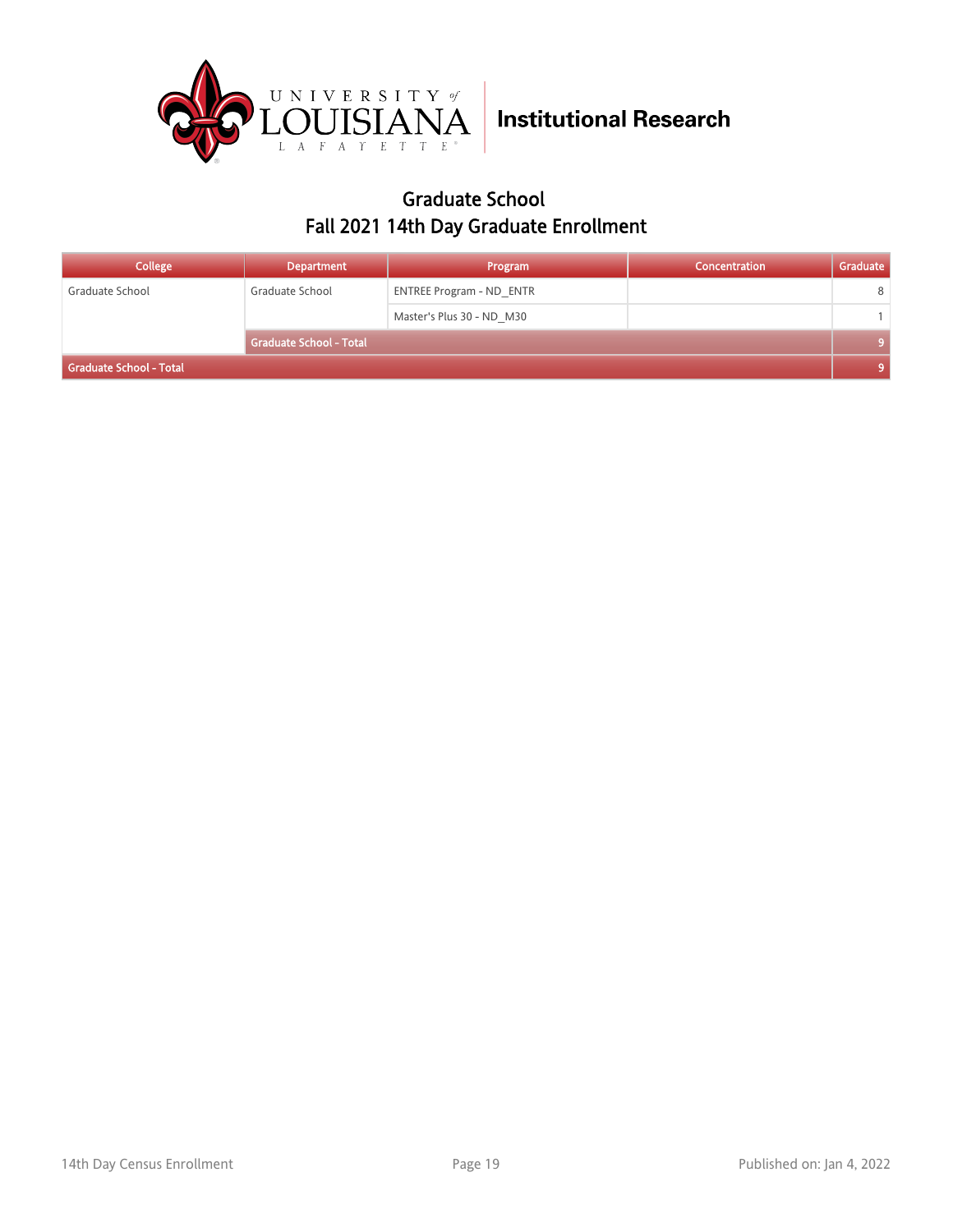## Graduate School
## Fall 2021 14th Day Graduate Enrollment

| College | Department | Program | Concentration | Graduate |
|---|---|---|---|---|
| Graduate School | Graduate School | ENTREE Program - ND_ENTR | | 8 |
| | | Master's Plus 30 - ND_M30 | | 1 |
| | **Graduate School - Total** | | | **9** |
| **Graduate School - Total** | | | | **9** |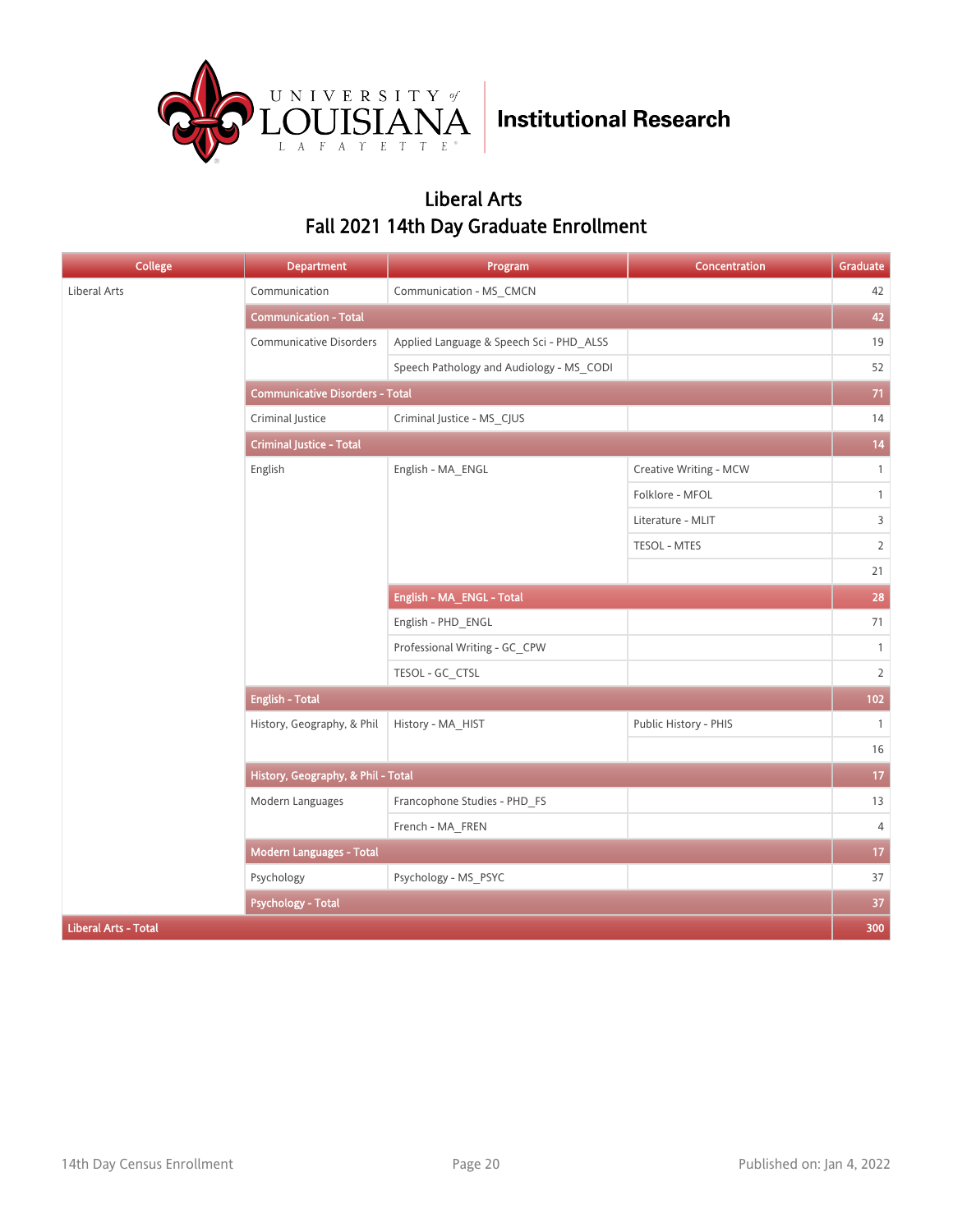Institutional Research

## Liberal Arts
## Fall 2021 14th Day Graduate Enrollment

| College | Department | Program | Concentration | Graduate |
|---|---|---|---|---|
| Liberal Arts | Communication | Communication - MS_CMCN | | 42 |
| | **Communication - Total** | | | **42** |
| | Communicative Disorders | Applied Language & Speech Sci - PHD_ALSS | | 19 |
| | | Speech Pathology and Audiology - MS_CODI | | 52 |
| | **Communicative Disorders - Total** | | | **71** |
| | Criminal Justice | Criminal Justice - MS_CJUS | | 14 |
| | **Criminal Justice - Total** | | | **14** |
| | English | English - MA_ENGL | Creative Writing - MCW | 1 |
| | | | Folklore - MFOL | 1 |
| | | | Literature - MLIT | 3 |
| | | | TESOL - MTES | 2 |
| | | | | 21 |
| | | **English - MA_ENGL - Total** | | **28** |
| | | English - PHD_ENGL | | 71 |
| | | Professional Writing - GC_CPW | | 1 |
| | | TESOL - GC_CTSL | | 2 |
| | **English - Total** | | | **102** |
| | History, Geography, & Phil | History - MA_HIST | Public History - PHIS | 1 |
| | | | | 16 |
| | **History, Geography, & Phil - Total** | | | **17** |
| | Modern Languages | Francophone Studies - PHD_FS | | 13 |
| | | French - MA_FREN | | 4 |
| | **Modern Languages - Total** | | | **17** |
| | Psychology | Psychology - MS_PSYC | | 37 |
| | **Psychology - Total** | | | **37** |
| **Liberal Arts - Total** | | | | **300** |

14th Day Census Enrollment | Published on: Jan 4, 2022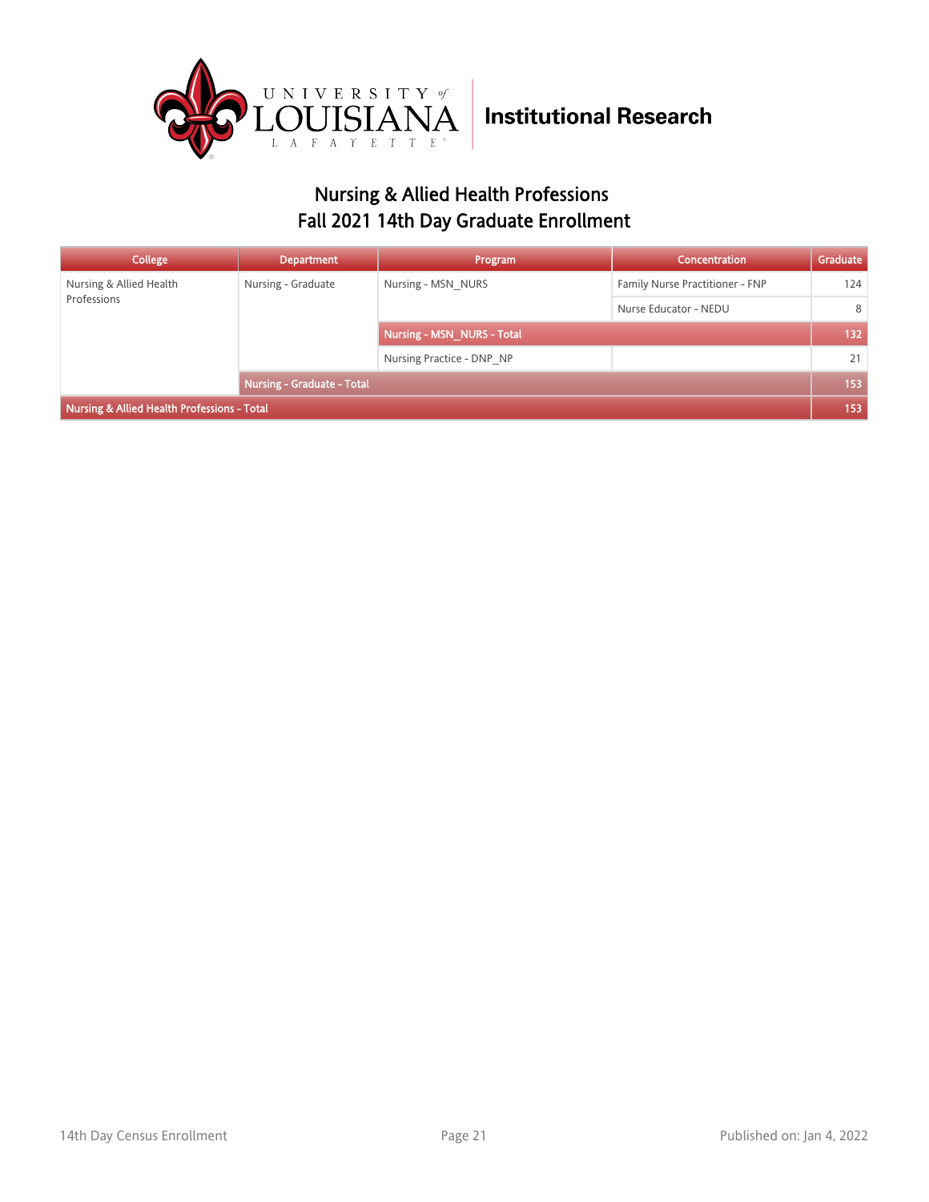University of Louisiana Lafayette | Institutional Research

## Nursing & Allied Health Professions
## Fall 2021 14th Day Graduate Enrollment

| College | Department | Program | Concentration | Graduate |
|---|---|---|---|---|
| Nursing & Allied Health Professions | Nursing - Graduate | Nursing - MSN_NURS | Family Nurse Practitioner - FNP | 124 |
| | | | Nurse Educator - NEDU | 8 |
| | | **Nursing - MSN_NURS - Total** | | **132** |
| | | Nursing Practice - DNP_NP | | 21 |
| | **Nursing - Graduate - Total** | | | **153** |
| **Nursing & Allied Health Professions - Total** | | | | **153** |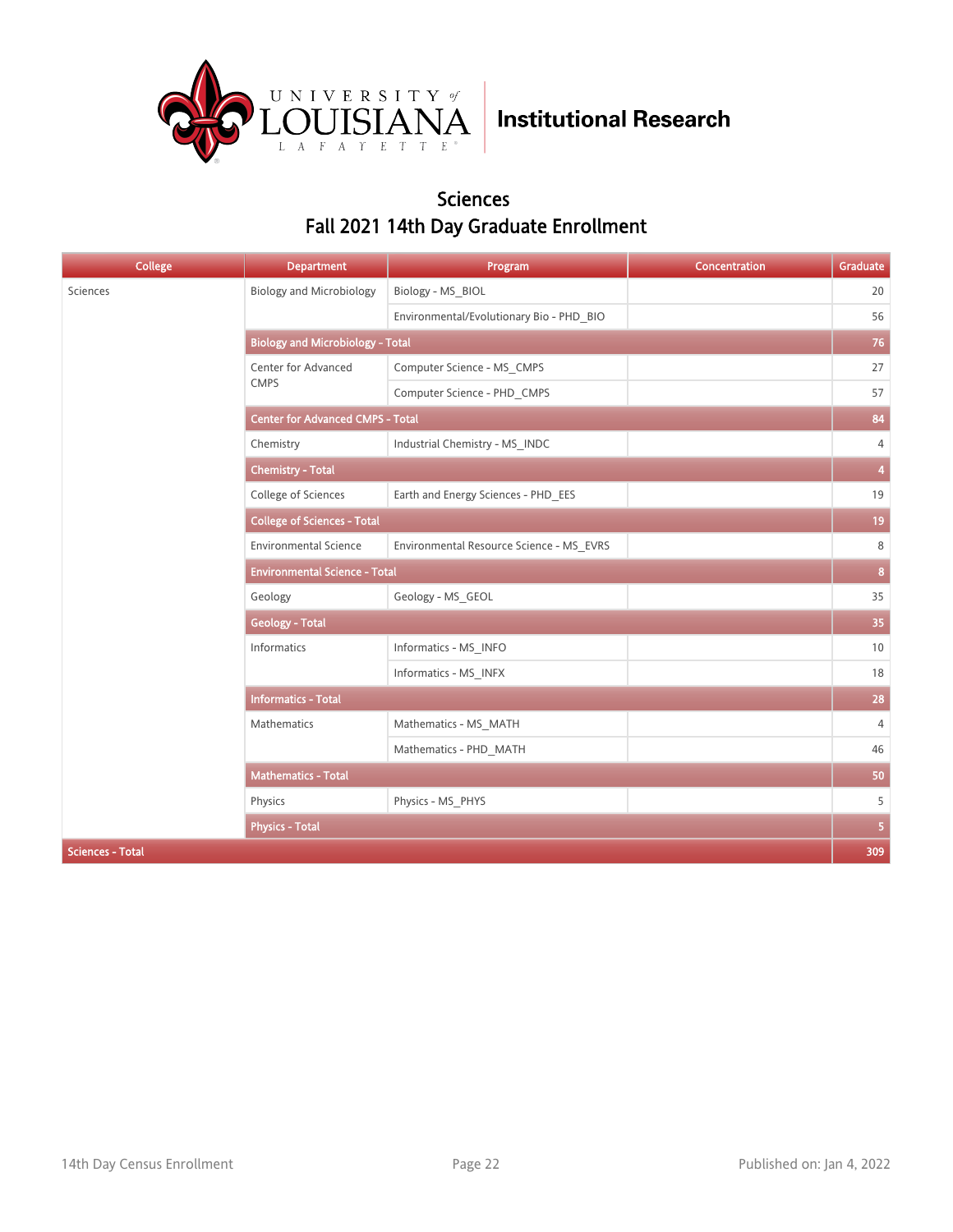University of Louisiana Lafayette — Institutional Research

## Sciences
## Fall 2021 14th Day Graduate Enrollment

| College | Department | Program | Concentration | Graduate |
|---|---|---|---|---|
| Sciences | Biology and Microbiology | Biology - MS_BIOL | | 20 |
| | | Environmental/Evolutionary Bio - PHD_BIO | | 56 |
| | **Biology and Microbiology - Total** | | | **76** |
| | Center for Advanced CMPS | Computer Science - MS_CMPS | | 27 |
| | | Computer Science - PHD_CMPS | | 57 |
| | **Center for Advanced CMPS - Total** | | | **84** |
| | Chemistry | Industrial Chemistry - MS_INDC | | 4 |
| | **Chemistry - Total** | | | **4** |
| | College of Sciences | Earth and Energy Sciences - PHD_EES | | 19 |
| | **College of Sciences - Total** | | | **19** |
| | Environmental Science | Environmental Resource Science - MS_EVRS | | 8 |
| | **Environmental Science - Total** | | | **8** |
| | Geology | Geology - MS_GEOL | | 35 |
| | **Geology - Total** | | | **35** |
| | Informatics | Informatics - MS_INFO | | 10 |
| | | Informatics - MS_INFX | | 18 |
| | **Informatics - Total** | | | **28** |
| | Mathematics | Mathematics - MS_MATH | | 4 |
| | | Mathematics - PHD_MATH | | 46 |
| | **Mathematics - Total** | | | **50** |
| | Physics | Physics - MS_PHYS | | 5 |
| | **Physics - Total** | | | **5** |
| **Sciences - Total** | | | | **309** |

14th Day Census Enrollment — Published on: Jan 4, 2022